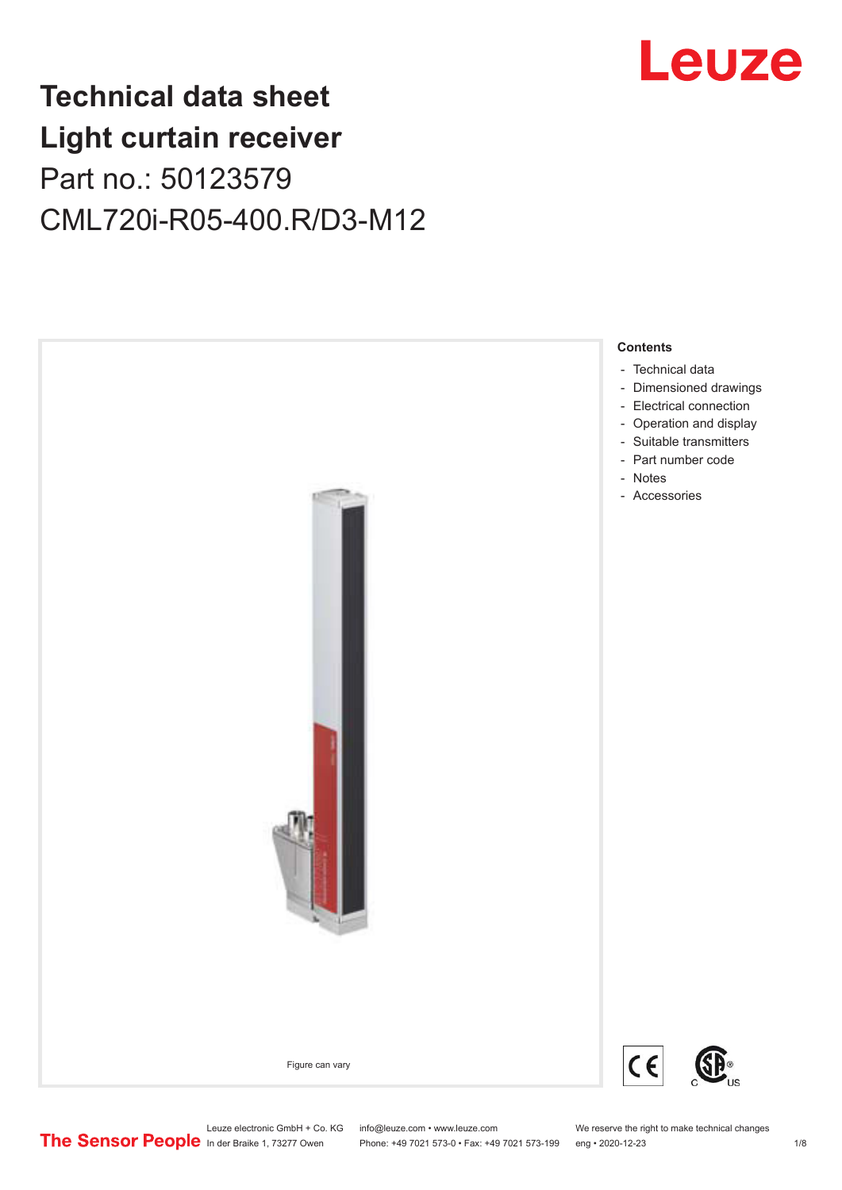# Technical data sheet
# Light curtain receiver

Part no.: 50123579

CML720i-R05-400.R/D3-M12

Figure can vary

**Contents**

- Technical data
- Dimensioned drawings
- Electrical connection
- Operation and display
- Suitable transmitters
- Part number code
- Notes
- Accessories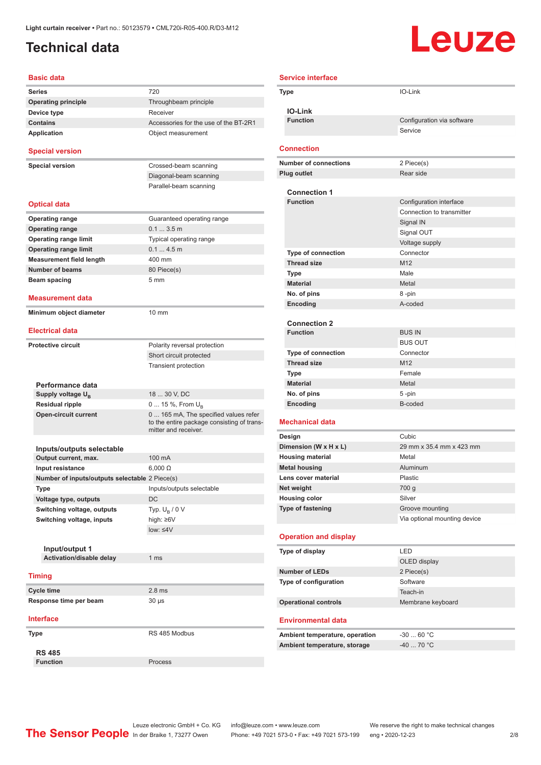Light curtain receiver • Part no.: 50123579 • CML720i-R05-400.R/D3-M12

# Technical data

## Basic data

| | |
|---|---|
| Series | 720 |
| Operating principle | Throughbeam principle |
| Device type | Receiver |
| Contains | Accessories for the use of the BT-2R1 |
| Application | Object measurement |

## Special version

| | |
|---|---|
| Special version | Crossed-beam scanning |
| | Diagonal-beam scanning |
| | Parallel-beam scanning |

## Optical data

| | |
|---|---|
| Operating range | Guaranteed operating range |
| Operating range | 0.1 ... 3.5 m |
| Operating range limit | Typical operating range |
| Operating range limit | 0.1 ... 4.5 m |
| Measurement field length | 400 mm |
| Number of beams | 80 Piece(s) |
| Beam spacing | 5 mm |

## Measurement data

| | |
|---|---|
| Minimum object diameter | 10 mm |

## Electrical data

| | |
|---|---|
| Protective circuit | Polarity reversal protection |
| | Short circuit protected |
| | Transient protection |

### Performance data

| | |
|---|---|
| Supply voltage $U_B$ | 18 ... 30 V, DC |
| Residual ripple | 0 ... 15 %, From $U_B$ |
| Open-circuit current | 0 ... 165 mA, The specified values refer to the entire package consisting of transmitter and receiver. |

### Inputs/outputs selectable

| | |
|---|---|
| Output current, max. | 100 mA |
| Input resistance | 6,000 Ω |
| Number of inputs/outputs selectable | 2 Piece(s) |
| Type | Inputs/outputs selectable |
| Voltage type, outputs | DC |
| Switching voltage, outputs | Typ. $U_B$ / 0 V |
| Switching voltage, inputs | high: ≥6V |
| | low: ≤4V |

#### Input/output 1

| | |
|---|---|
| Activation/disable delay | 1 ms |

## Timing

| | |
|---|---|
| Cycle time | 2.8 ms |
| Response time per beam | 30 µs |

## Interface

| | |
|---|---|
| Type | RS 485 Modbus |

### RS 485

| | |
|---|---|
| Function | Process |

## Service interface

| | |
|---|---|
| Type | IO-Link |

### IO-Link

| | |
|---|---|
| Function | Configuration via software |
| | Service |

## Connection

| | |
|---|---|
| Number of connections | 2 Piece(s) |
| Plug outlet | Rear side |

### Connection 1

| | |
|---|---|
| Function | Configuration interface |
| | Connection to transmitter |
| | Signal IN |
| | Signal OUT |
| | Voltage supply |
| Type of connection | Connector |
| Thread size | M12 |
| Type | Male |
| Material | Metal |
| No. of pins | 8 -pin |
| Encoding | A-coded |

### Connection 2

| | |
|---|---|
| Function | BUS IN |
| | BUS OUT |
| Type of connection | Connector |
| Thread size | M12 |
| Type | Female |
| Material | Metal |
| No. of pins | 5 -pin |
| Encoding | B-coded |

## Mechanical data

| | |
|---|---|
| Design | Cubic |
| Dimension (W x H x L) | 29 mm x 35.4 mm x 423 mm |
| Housing material | Metal |
| Metal housing | Aluminum |
| Lens cover material | Plastic |
| Net weight | 700 g |
| Housing color | Silver |
| Type of fastening | Groove mounting |
| | Via optional mounting device |

## Operation and display

| | |
|---|---|
| Type of display | LED |
| | OLED display |
| Number of LEDs | 2 Piece(s) |
| Type of configuration | Software |
| | Teach-in |
| Operational controls | Membrane keyboard |

## Environmental data

| | |
|---|---|
| Ambient temperature, operation | -30 ... 60 °C |
| Ambient temperature, storage | -40 ... 70 °C |

Leuze electronic GmbH + Co. KG, In der Braike 1, 73277 Owen • info@leuze.com • www.leuze.com • Phone: +49 7021 573-0 • Fax: +49 7021 573-199 • We reserve the right to make technical changes • eng • 2020-12-23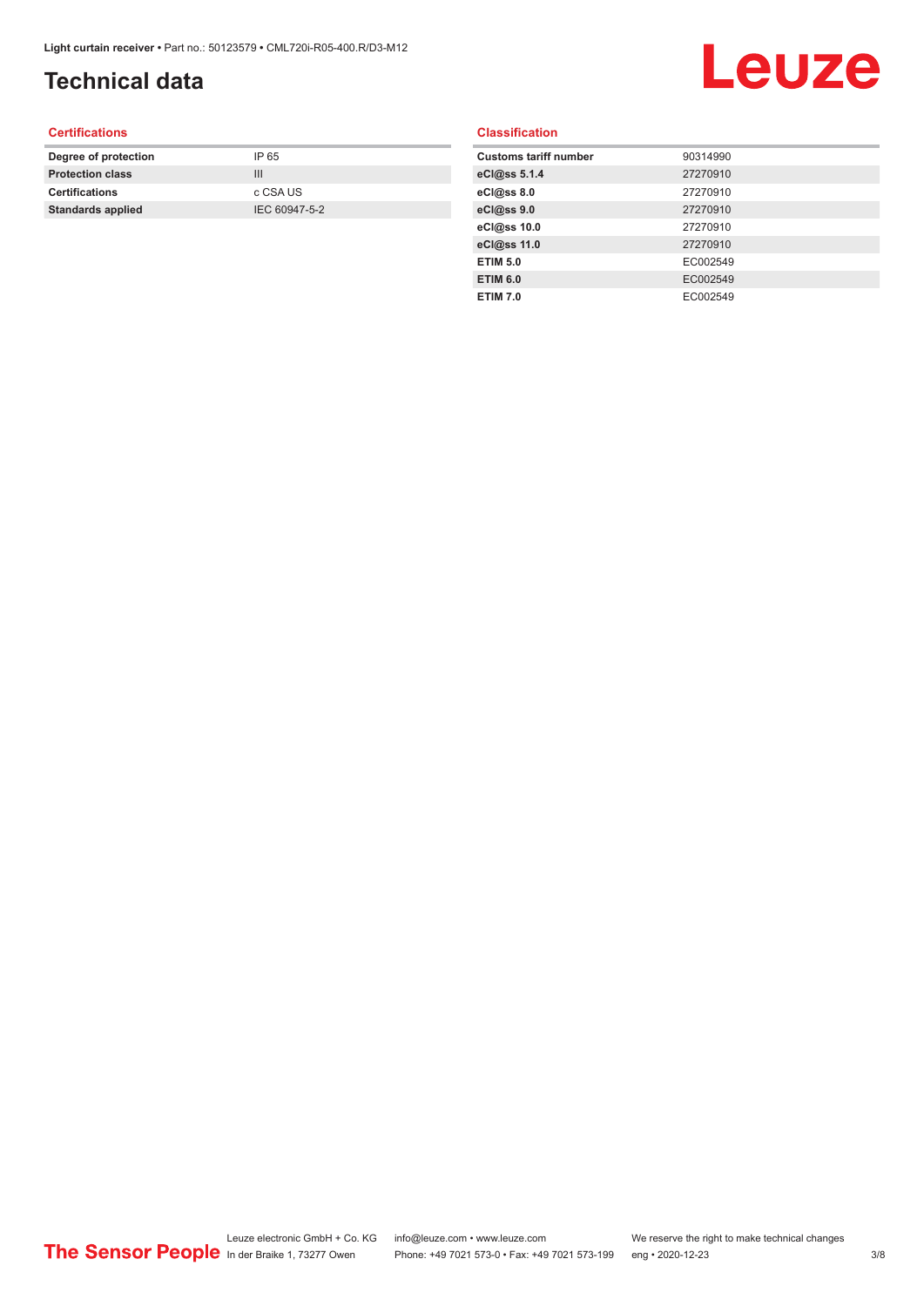# Technical data

## Certifications

| | |
|---|---|
| **Degree of protection** | IP 65 |
| **Protection class** | III |
| **Certifications** | c CSA US |
| **Standards applied** | IEC 60947-5-2 |

## Classification

| | |
|---|---|
| **Customs tariff number** | 90314990 |
| **eCl@ss 5.1.4** | 27270910 |
| **eCl@ss 8.0** | 27270910 |
| **eCl@ss 9.0** | 27270910 |
| **eCl@ss 10.0** | 27270910 |
| **eCl@ss 11.0** | 27270910 |
| **ETIM 5.0** | EC002549 |
| **ETIM 6.0** | EC002549 |
| **ETIM 7.0** | EC002549 |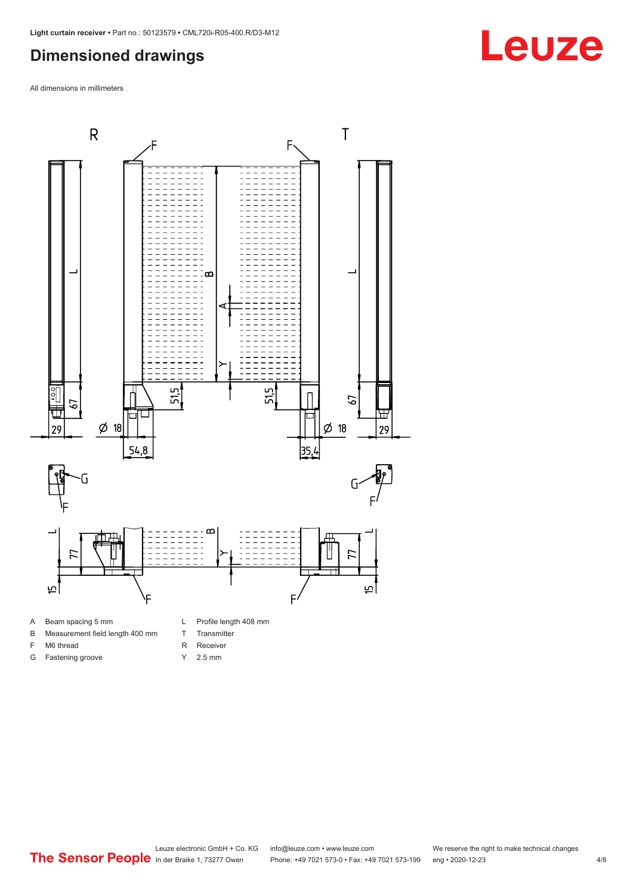# Dimensioned drawings

All dimensions in millimeters

| | | | |
|---|---|---|---|
| A | Beam spacing 5 mm | L | Profile length 408 mm |
| B | Measurement field length 400 mm | T | Transmitter |
| F | M6 thread | R | Receiver |
| G | Fastening groove | Y | 2.5 mm |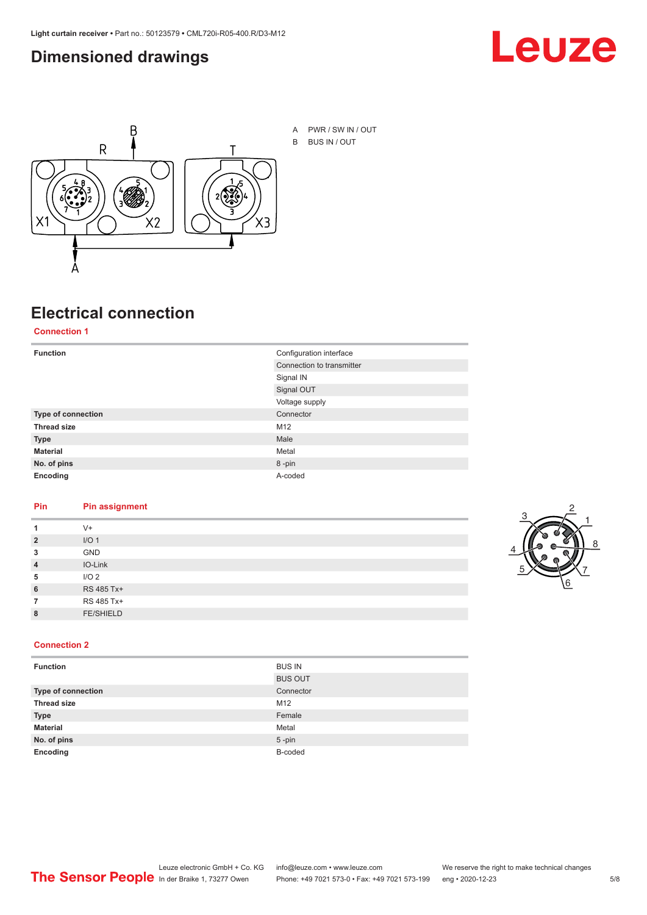## Dimensioned drawings

A PWR / SW IN / OUT
B BUS IN / OUT

## Electrical connection

### Connection 1

| Function | Configuration interface |
|---|---|
| | Connection to transmitter |
| | Signal IN |
| | Signal OUT |
| | Voltage supply |
| **Type of connection** | Connector |
| **Thread size** | M12 |
| **Type** | Male |
| **Material** | Metal |
| **No. of pins** | 8 -pin |
| **Encoding** | A-coded |

| Pin | Pin assignment |
|---|---|
| **1** | V+ |
| **2** | I/O 1 |
| **3** | GND |
| **4** | IO-Link |
| **5** | I/O 2 |
| **6** | RS 485 Tx+ |
| **7** | RS 485 Tx+ |
| **8** | FE/SHIELD |

### Connection 2

| Function | BUS IN |
|---|---|
| | BUS OUT |
| **Type of connection** | Connector |
| **Thread size** | M12 |
| **Type** | Female |
| **Material** | Metal |
| **No. of pins** | 5 -pin |
| **Encoding** | B-coded |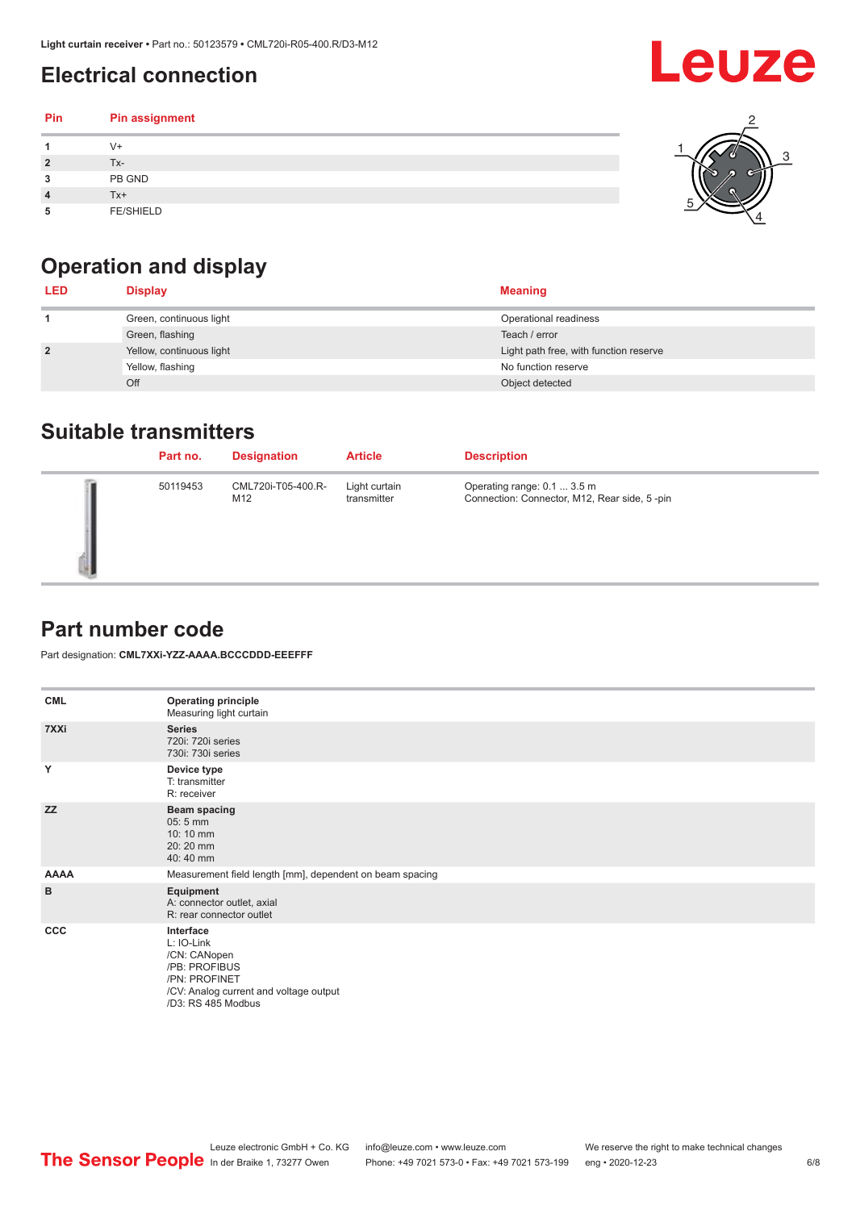## Electrical connection

| Pin | Pin assignment |
|---|---|
| 1 | V+ |
| 2 | Tx- |
| 3 | PB GND |
| 4 | Tx+ |
| 5 | FE/SHIELD |

## Operation and display

| LED | Display | Meaning |
|---|---|---|
| 1 | Green, continuous light | Operational readiness |
| | Green, flashing | Teach / error |
| 2 | Yellow, continuous light | Light path free, with function reserve |
| | Yellow, flashing | No function reserve |
| | Off | Object detected |

## Suitable transmitters

| Part no. | Designation | Article | Description |
|---|---|---|---|
| 50119453 | CML720i-T05-400.R-M12 | Light curtain transmitter | Operating range: 0.1 ... 3.5 m<br>Connection: Connector, M12, Rear side, 5 -pin |

## Part number code

Part designation: **CML7XXi-YZZ-AAAA.BCCCDDD-EEEFFF**

| | |
|---|---|
| **CML** | **Operating principle**<br>Measuring light curtain |
| **7XXi** | **Series**<br>720i: 720i series<br>730i: 730i series |
| **Y** | **Device type**<br>T: transmitter<br>R: receiver |
| **ZZ** | **Beam spacing**<br>05: 5 mm<br>10: 10 mm<br>20: 20 mm<br>40: 40 mm |
| **AAAA** | Measurement field length [mm], dependent on beam spacing |
| **B** | **Equipment**<br>A: connector outlet, axial<br>R: rear connector outlet |
| **CCC** | **Interface**<br>L: IO-Link<br>/CN: CANopen<br>/PB: PROFIBUS<br>/PN: PROFINET<br>/CV: Analog current and voltage output<br>/D3: RS 485 Modbus |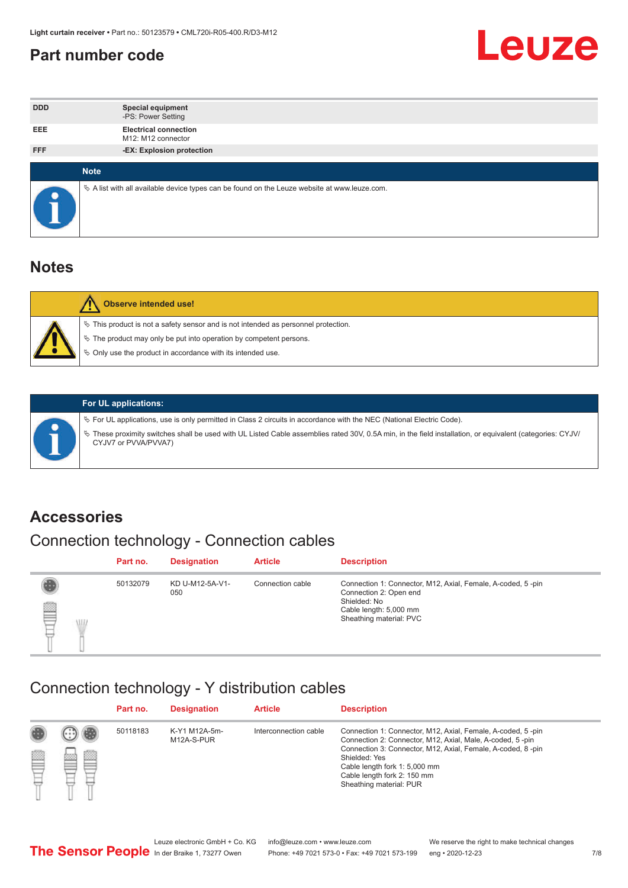## Part number code

| DDD | **Special equipment**<br>-PS: Power Setting |
|---|---|
| EEE | **Electrical connection**<br>M12: M12 connector |
| FFF | **-EX: Explosion protection** |

**Note**

- A list with all available device types can be found on the Leuze website at www.leuze.com.

# Notes

**Observe intended use!**

- This product is not a safety sensor and is not intended as personnel protection.
- The product may only be put into operation by competent persons.
- Only use the product in accordance with its intended use.

**For UL applications:**

- For UL applications, use is only permitted in Class 2 circuits in accordance with the NEC (National Electric Code).
- These proximity switches shall be used with UL Listed Cable assemblies rated 30V, 0.5A min, in the field installation, or equivalent (categories: CYJV/CYJV7 or PVVA/PVVA7)

# Accessories

## Connection technology - Connection cables

| Part no. | Designation | Article | Description |
|---|---|---|---|
| 50132079 | KD U-M12-5A-V1-050 | Connection cable | Connection 1: Connector, M12, Axial, Female, A-coded, 5 -pin<br>Connection 2: Open end<br>Shielded: No<br>Cable length: 5,000 mm<br>Sheathing material: PVC |

## Connection technology - Y distribution cables

| Part no. | Designation | Article | Description |
|---|---|---|---|
| 50118183 | K-Y1 M12A-5m-M12A-S-PUR | Interconnection cable | Connection 1: Connector, M12, Axial, Female, A-coded, 5 -pin<br>Connection 2: Connector, M12, Axial, Male, A-coded, 5 -pin<br>Connection 3: Connector, M12, Axial, Female, A-coded, 8 -pin<br>Shielded: Yes<br>Cable length fork 1: 5,000 mm<br>Cable length fork 2: 150 mm<br>Sheathing material: PUR |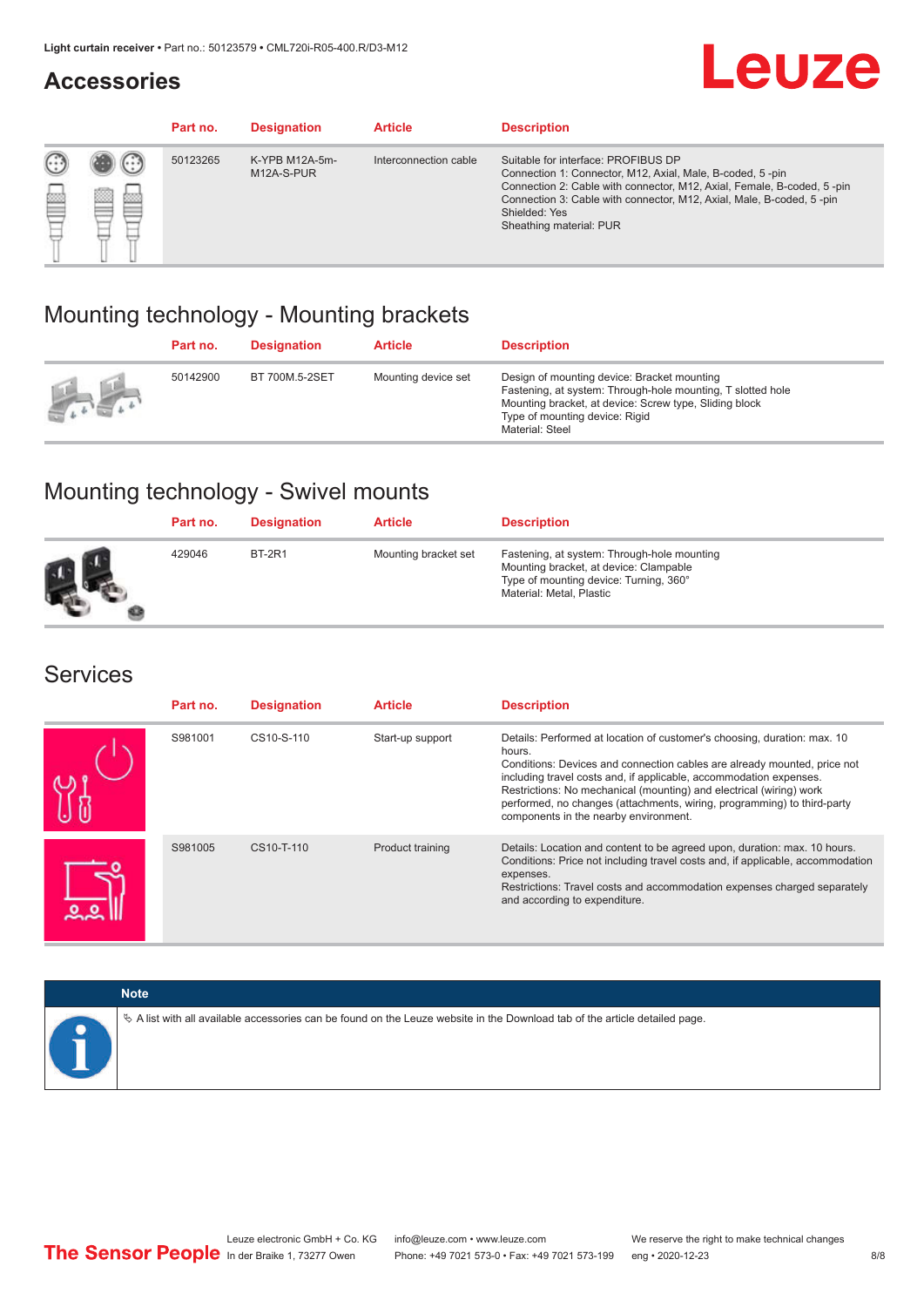## Accessories

| | Part no. | Designation | Article | Description |
|---|---|---|---|---|
| | 50123265 | K-YPB M12A-5m-M12A-S-PUR | Interconnection cable | Suitable for interface: PROFIBUS DP<br>Connection 1: Connector, M12, Axial, Male, B-coded, 5 -pin<br>Connection 2: Cable with connector, M12, Axial, Female, B-coded, 5 -pin<br>Connection 3: Cable with connector, M12, Axial, Male, B-coded, 5 -pin<br>Shielded: Yes<br>Sheathing material: PUR |

## Mounting technology - Mounting brackets

| | Part no. | Designation | Article | Description |
|---|---|---|---|---|
| | 50142900 | BT 700M.5-2SET | Mounting device set | Design of mounting device: Bracket mounting<br>Fastening, at system: Through-hole mounting, T slotted hole<br>Mounting bracket, at device: Screw type, Sliding block<br>Type of mounting device: Rigid<br>Material: Steel |

## Mounting technology - Swivel mounts

| | Part no. | Designation | Article | Description |
|---|---|---|---|---|
| | 429046 | BT-2R1 | Mounting bracket set | Fastening, at system: Through-hole mounting<br>Mounting bracket, at device: Clampable<br>Type of mounting device: Turning, 360°<br>Material: Metal, Plastic |

## Services

| | Part no. | Designation | Article | Description |
|---|---|---|---|---|
| | S981001 | CS10-S-110 | Start-up support | Details: Performed at location of customer's choosing, duration: max. 10 hours.<br>Conditions: Devices and connection cables are already mounted, price not including travel costs and, if applicable, accommodation expenses.<br>Restrictions: No mechanical (mounting) and electrical (wiring) work performed, no changes (attachments, wiring, programming) to third-party components in the nearby environment. |
| | S981005 | CS10-T-110 | Product training | Details: Location and content to be agreed upon, duration: max. 10 hours.<br>Conditions: Price not including travel costs and, if applicable, accommodation expenses.<br>Restrictions: Travel costs and accommodation expenses charged separately and according to expenditure. |

**Note**

A list with all available accessories can be found on the Leuze website in the Download tab of the article detailed page.